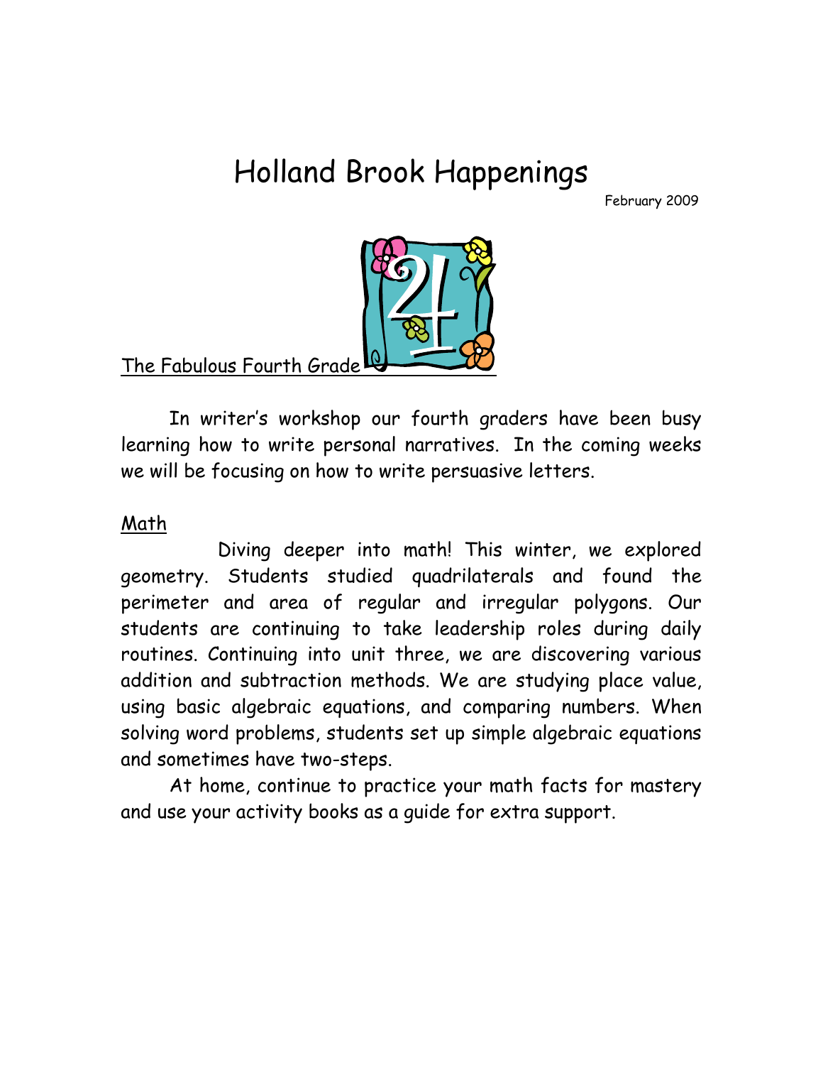# Holland Brook Happenings

February 2009

The Fabulous Fourth Grade

In writer's workshop our fourth graders have been busy learning how to write personal narratives. In the coming weeks we will be focusing on how to write persuasive letters.

Math

Diving deeper into math! This winter, we explored geometry. Students studied quadrilaterals and found the perimeter and area of regular and irregular polygons. Our students are continuing to take leadership roles during daily routines. Continuing into unit three, we are discovering various addition and subtraction methods. We are studying place value, using basic algebraic equations, and comparing numbers. When solving word problems, students set up simple algebraic equations and sometimes have two-steps.

At home, continue to practice your math facts for mastery and use your activity books as a guide for extra support.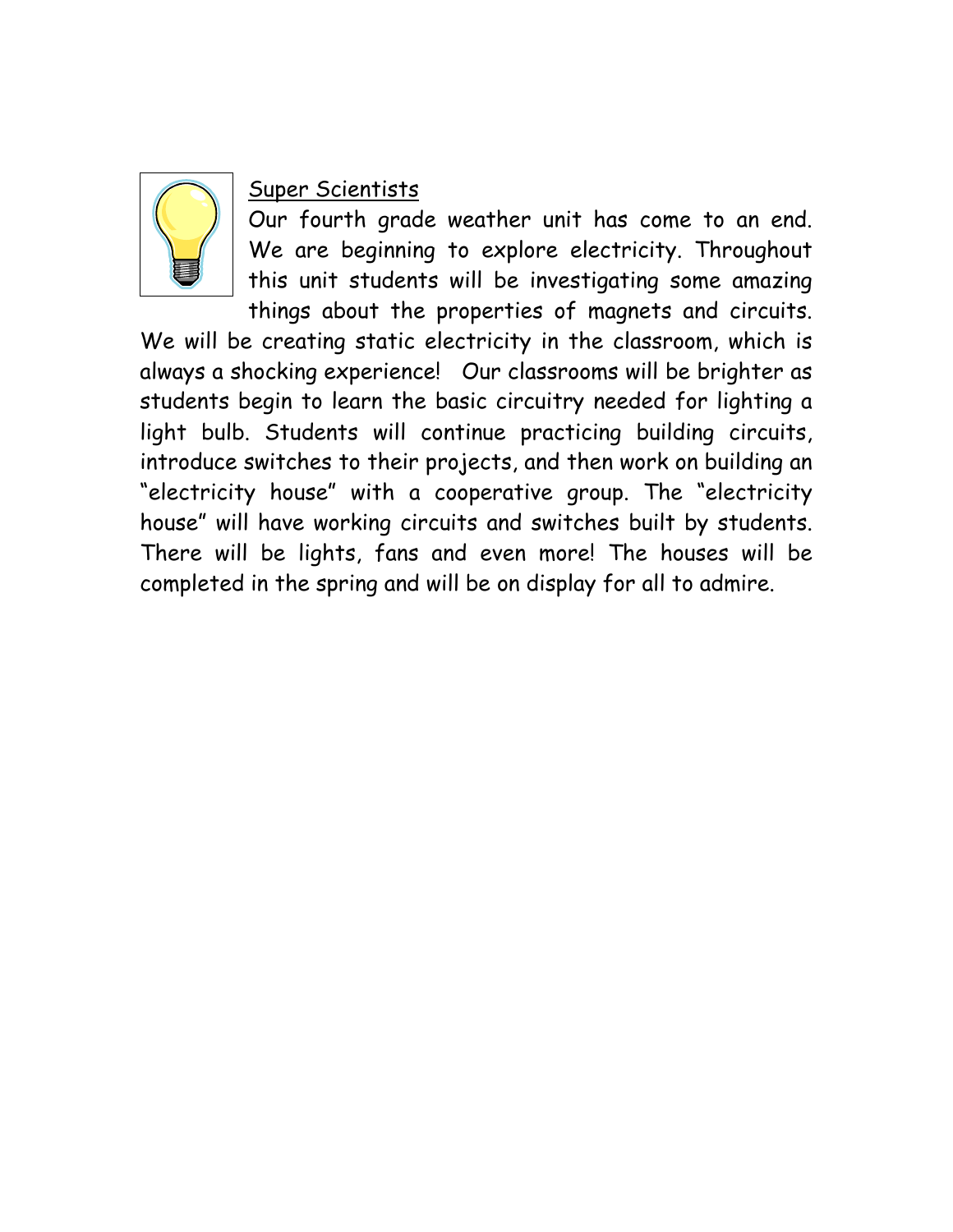<u>Super Scientists</u>

Our fourth grade weather unit has come to an end. We are beginning to explore electricity. Throughout this unit students will be investigating some amazing things about the properties of magnets and circuits. We will be creating static electricity in the classroom, which is always a shocking experience! Our classrooms will be brighter as students begin to learn the basic circuitry needed for lighting a light bulb. Students will continue practicing building circuits, introduce switches to their projects, and then work on building an "electricity house" with a cooperative group. The "electricity house" will have working circuits and switches built by students. There will be lights, fans and even more! The houses will be completed in the spring and will be on display for all to admire.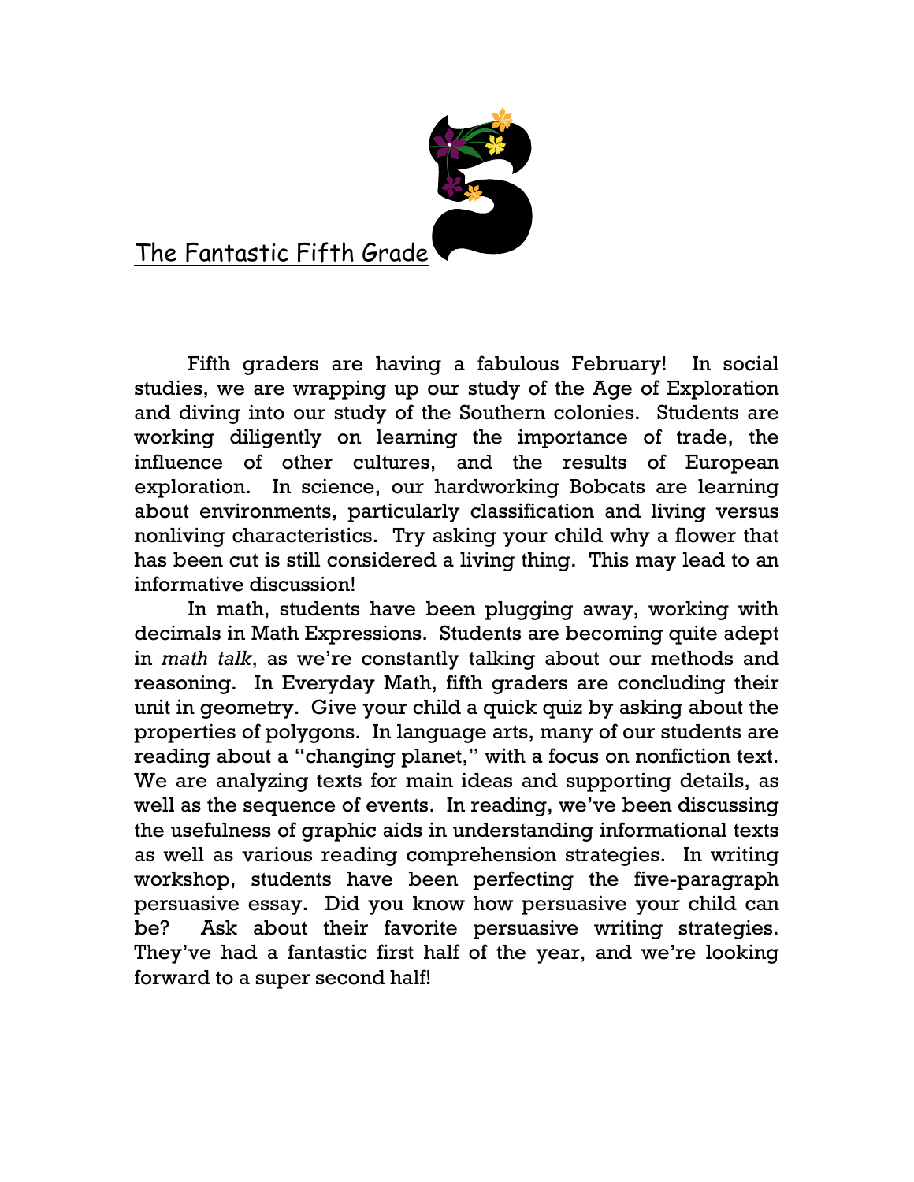## The Fantastic Fifth Grade

Fifth graders are having a fabulous February! In social studies, we are wrapping up our study of the Age of Exploration and diving into our study of the Southern colonies. Students are working diligently on learning the importance of trade, the influence of other cultures, and the results of European exploration. In science, our hardworking Bobcats are learning about environments, particularly classification and living versus nonliving characteristics. Try asking your child why a flower that has been cut is still considered a living thing. This may lead to an informative discussion!

In math, students have been plugging away, working with decimals in Math Expressions. Students are becoming quite adept in *math talk*, as we're constantly talking about our methods and reasoning. In Everyday Math, fifth graders are concluding their unit in geometry. Give your child a quick quiz by asking about the properties of polygons. In language arts, many of our students are reading about a "changing planet," with a focus on nonfiction text. We are analyzing texts for main ideas and supporting details, as well as the sequence of events. In reading, we've been discussing the usefulness of graphic aids in understanding informational texts as well as various reading comprehension strategies. In writing workshop, students have been perfecting the five-paragraph persuasive essay. Did you know how persuasive your child can be? Ask about their favorite persuasive writing strategies. They've had a fantastic first half of the year, and we're looking forward to a super second half!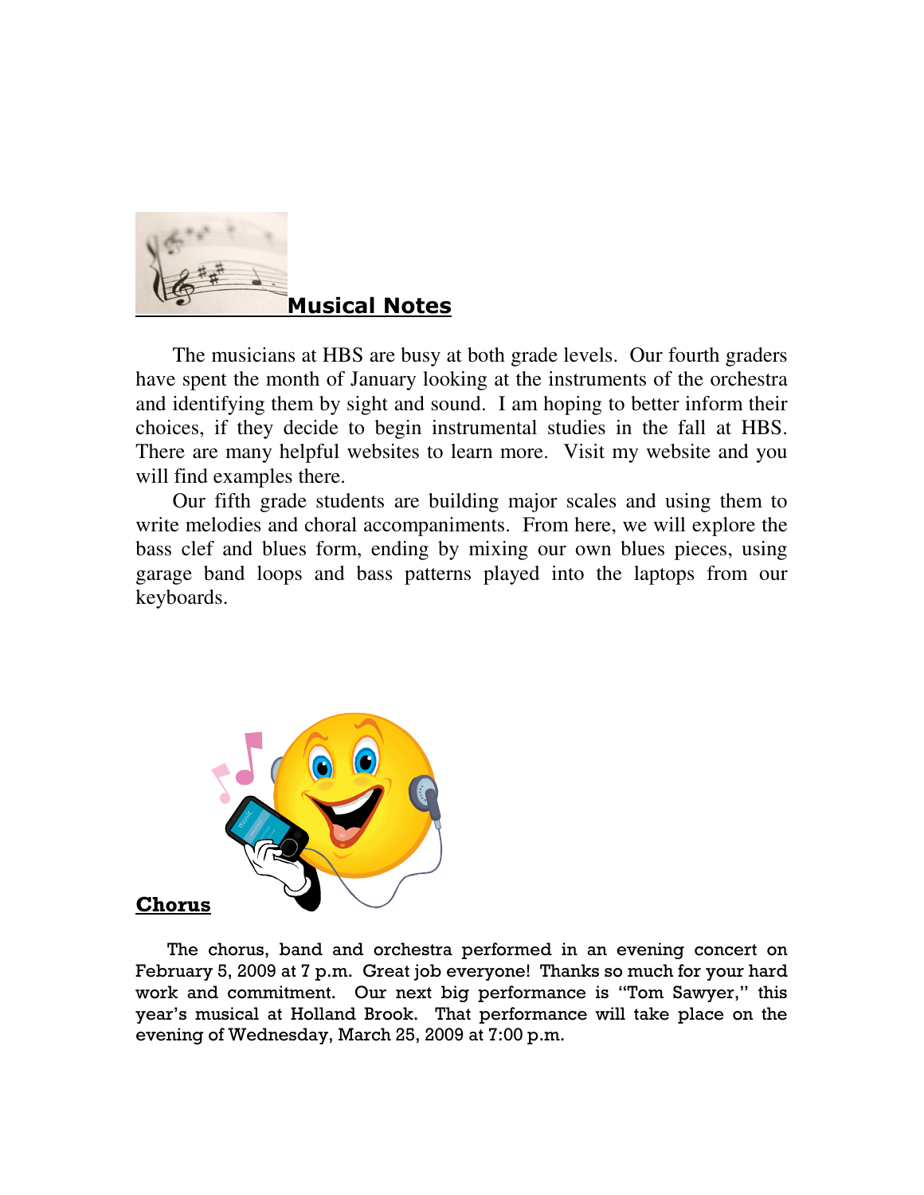## Musical Notes

The musicians at HBS are busy at both grade levels. Our fourth graders have spent the month of January looking at the instruments of the orchestra and identifying them by sight and sound. I am hoping to better inform their choices, if they decide to begin instrumental studies in the fall at HBS. There are many helpful websites to learn more. Visit my website and you will find examples there.

Our fifth grade students are building major scales and using them to write melodies and choral accompaniments. From here, we will explore the bass clef and blues form, ending by mixing our own blues pieces, using garage band loops and bass patterns played into the laptops from our keyboards.

## Chorus

The chorus, band and orchestra performed in an evening concert on February 5, 2009 at 7 p.m. Great job everyone! Thanks so much for your hard work and commitment. Our next big performance is "Tom Sawyer," this year's musical at Holland Brook. That performance will take place on the evening of Wednesday, March 25, 2009 at 7:00 p.m.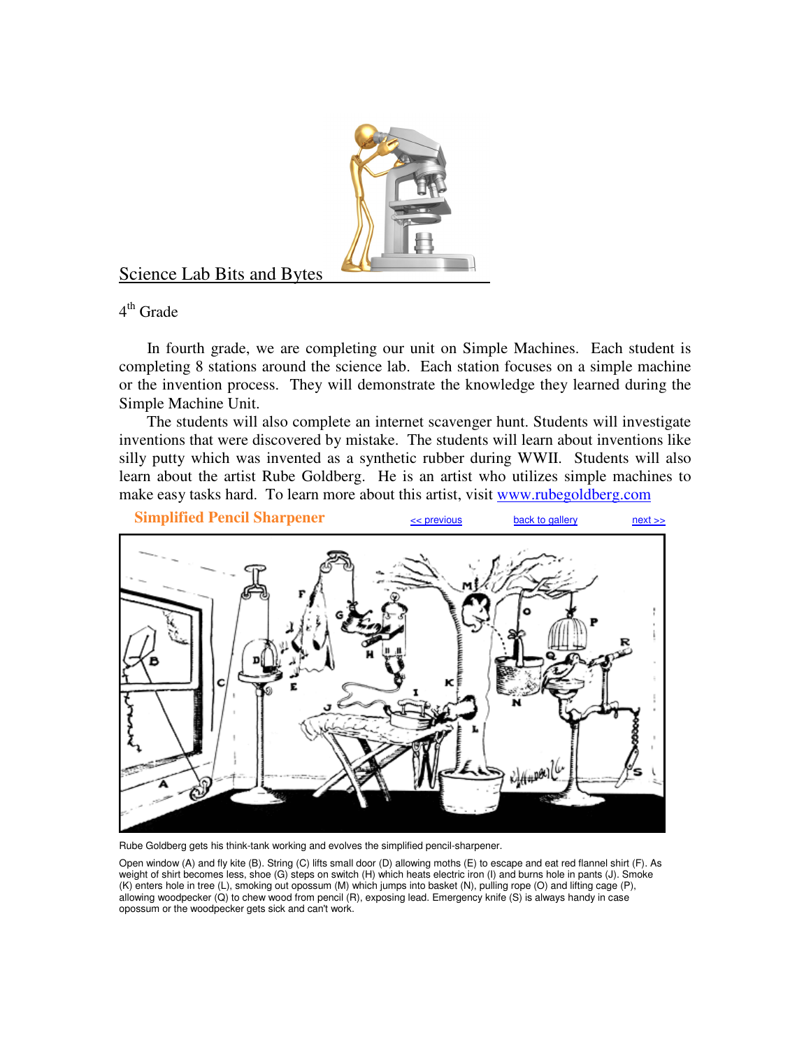## Science Lab Bits and Bytes

4th Grade

In fourth grade, we are completing our unit on Simple Machines. Each student is completing 8 stations around the science lab. Each station focuses on a simple machine or the invention process. They will demonstrate the knowledge they learned during the Simple Machine Unit.

The students will also complete an internet scavenger hunt. Students will investigate inventions that were discovered by mistake. The students will learn about inventions like silly putty which was invented as a synthetic rubber during WWII. Students will also learn about the artist Rube Goldberg. He is an artist who utilizes simple machines to make easy tasks hard. To learn more about this artist, visit www.rubegoldberg.com

**Simplified Pencil Sharpener** << previous back to gallery next >>

Rube Goldberg gets his think-tank working and evolves the simplified pencil-sharpener.

Open window (A) and fly kite (B). String (C) lifts small door (D) allowing moths (E) to escape and eat red flannel shirt (F). As weight of shirt becomes less, shoe (G) steps on switch (H) which heats electric iron (I) and burns hole in pants (J). Smoke (K) enters hole in tree (L), smoking out opossum (M) which jumps into basket (N), pulling rope (O) and lifting cage (P), allowing woodpecker (Q) to chew wood from pencil (R), exposing lead. Emergency knife (S) is always handy in case opossum or the woodpecker gets sick and can't work.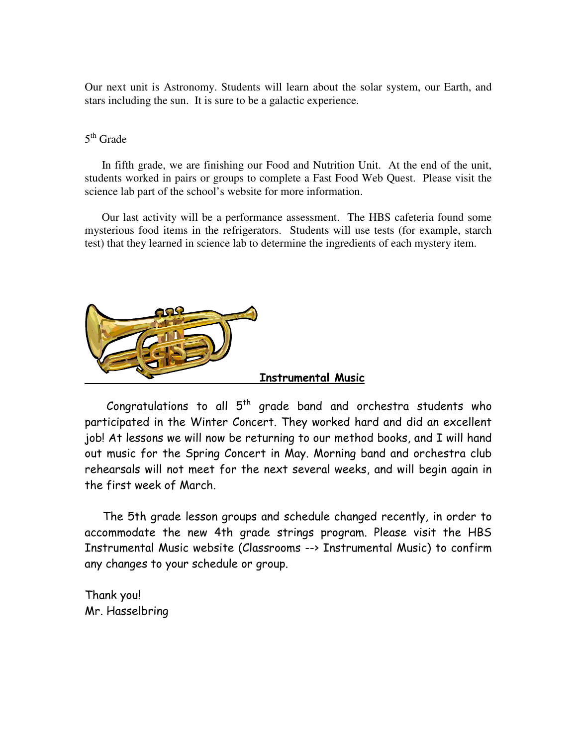Our next unit is Astronomy. Students will learn about the solar system, our Earth, and stars including the sun. It is sure to be a galactic experience.

5th Grade

In fifth grade, we are finishing our Food and Nutrition Unit. At the end of the unit, students worked in pairs or groups to complete a Fast Food Web Quest. Please visit the science lab part of the school's website for more information.

Our last activity will be a performance assessment. The HBS cafeteria found some mysterious food items in the refrigerators. Students will use tests (for example, starch test) that they learned in science lab to determine the ingredients of each mystery item.

## Instrumental Music

Congratulations to all 5th grade band and orchestra students who participated in the Winter Concert. They worked hard and did an excellent job! At lessons we will now be returning to our method books, and I will hand out music for the Spring Concert in May. Morning band and orchestra club rehearsals will not meet for the next several weeks, and will begin again in the first week of March.

The 5th grade lesson groups and schedule changed recently, in order to accommodate the new 4th grade strings program. Please visit the HBS Instrumental Music website (Classrooms --> Instrumental Music) to confirm any changes to your schedule or group.

Thank you!
Mr. Hasselbring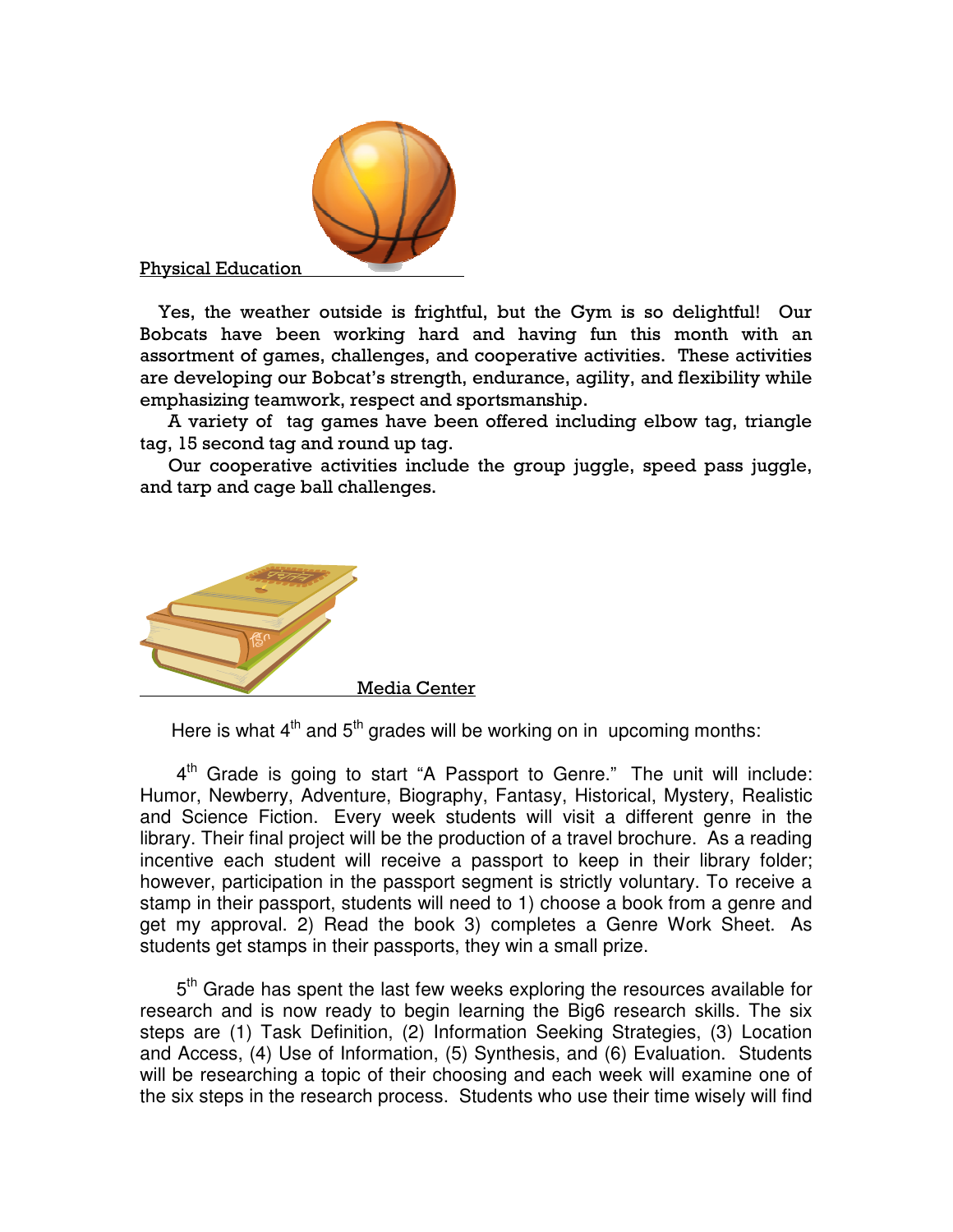## Physical Education

Yes, the weather outside is frightful, but the Gym is so delightful! Our Bobcats have been working hard and having fun this month with an assortment of games, challenges, and cooperative activities. These activities are developing our Bobcat's strength, endurance, agility, and flexibility while emphasizing teamwork, respect and sportsmanship.

A variety of tag games have been offered including elbow tag, triangle tag, 15 second tag and round up tag.

Our cooperative activities include the group juggle, speed pass juggle, and tarp and cage ball challenges.

## Media Center

Here is what 4th and 5th grades will be working on in upcoming months:

4th Grade is going to start "A Passport to Genre." The unit will include: Humor, Newberry, Adventure, Biography, Fantasy, Historical, Mystery, Realistic and Science Fiction. Every week students will visit a different genre in the library. Their final project will be the production of a travel brochure. As a reading incentive each student will receive a passport to keep in their library folder; however, participation in the passport segment is strictly voluntary. To receive a stamp in their passport, students will need to 1) choose a book from a genre and get my approval. 2) Read the book 3) completes a Genre Work Sheet. As students get stamps in their passports, they win a small prize.

5th Grade has spent the last few weeks exploring the resources available for research and is now ready to begin learning the Big6 research skills. The six steps are (1) Task Definition, (2) Information Seeking Strategies, (3) Location and Access, (4) Use of Information, (5) Synthesis, and (6) Evaluation. Students will be researching a topic of their choosing and each week will examine one of the six steps in the research process. Students who use their time wisely will find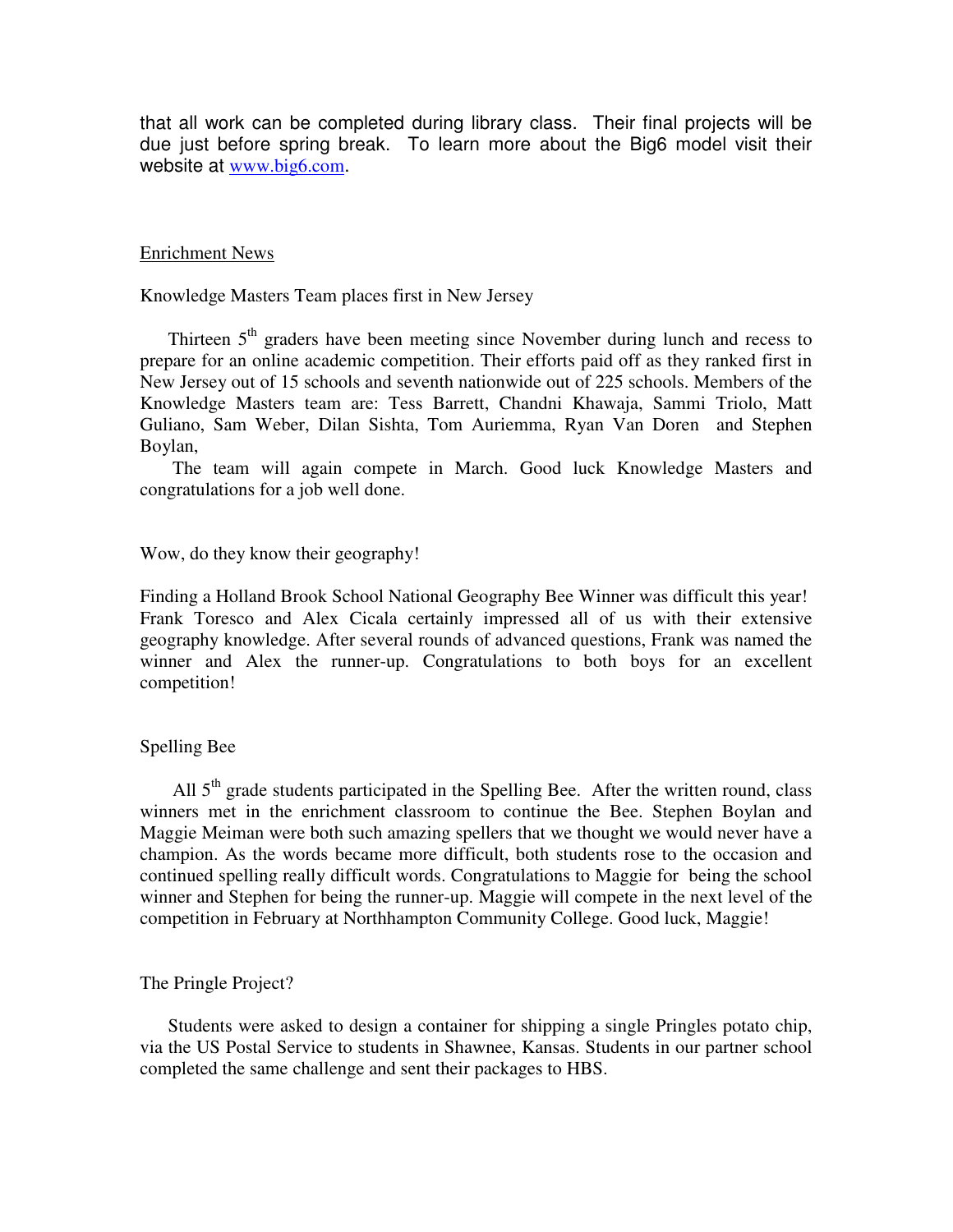that all work can be completed during library class. Their final projects will be due just before spring break. To learn more about the Big6 model visit their website at [www.big6.com](http://www.big6.com).

## Enrichment News

### Knowledge Masters Team places first in New Jersey

Thirteen 5th graders have been meeting since November during lunch and recess to prepare for an online academic competition. Their efforts paid off as they ranked first in New Jersey out of 15 schools and seventh nationwide out of 225 schools. Members of the Knowledge Masters team are: Tess Barrett, Chandni Khawaja, Sammi Triolo, Matt Guliano, Sam Weber, Dilan Sishta, Tom Auriemma, Ryan Van Doren and Stephen Boylan,

The team will again compete in March. Good luck Knowledge Masters and congratulations for a job well done.

### Wow, do they know their geography!

Finding a Holland Brook School National Geography Bee Winner was difficult this year! Frank Toresco and Alex Cicala certainly impressed all of us with their extensive geography knowledge. After several rounds of advanced questions, Frank was named the winner and Alex the runner-up. Congratulations to both boys for an excellent competition!

### Spelling Bee

All 5th grade students participated in the Spelling Bee. After the written round, class winners met in the enrichment classroom to continue the Bee. Stephen Boylan and Maggie Meiman were both such amazing spellers that we thought we would never have a champion. As the words became more difficult, both students rose to the occasion and continued spelling really difficult words. Congratulations to Maggie for being the school winner and Stephen for being the runner-up. Maggie will compete in the next level of the competition in February at Northhampton Community College. Good luck, Maggie!

### The Pringle Project?

Students were asked to design a container for shipping a single Pringles potato chip, via the US Postal Service to students in Shawnee, Kansas. Students in our partner school completed the same challenge and sent their packages to HBS.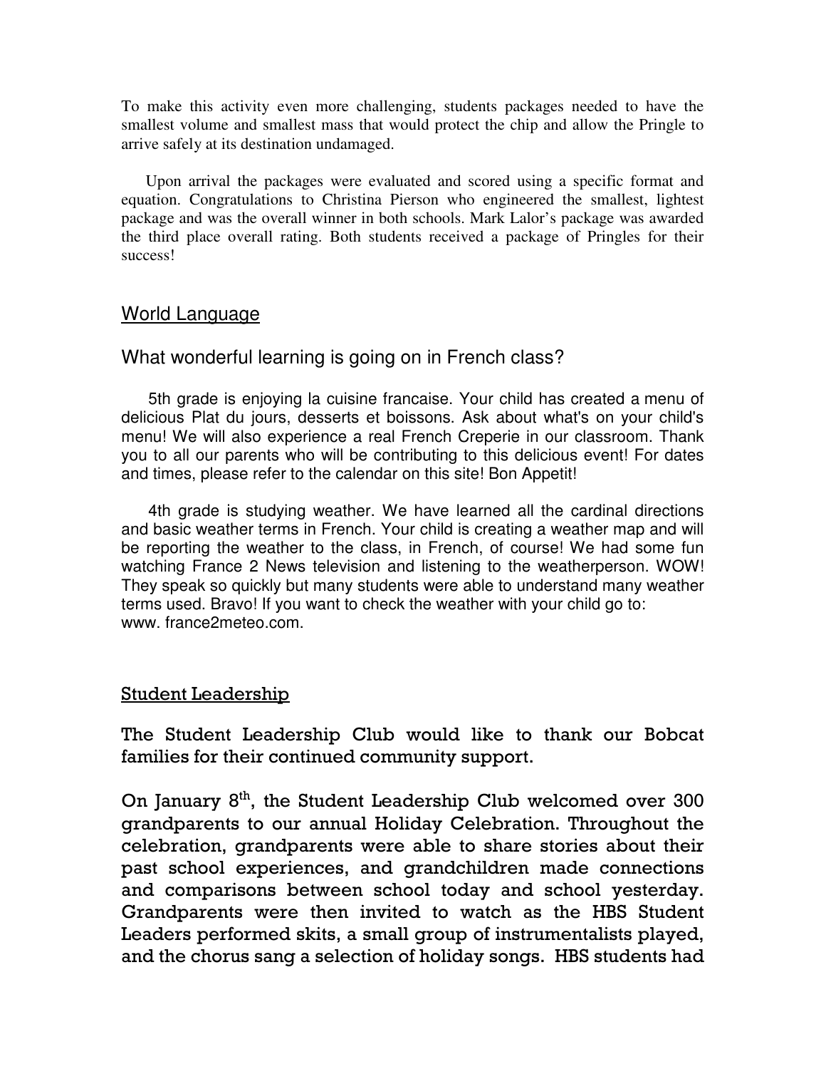To make this activity even more challenging, students packages needed to have the smallest volume and smallest mass that would protect the chip and allow the Pringle to arrive safely at its destination undamaged.

Upon arrival the packages were evaluated and scored using a specific format and equation. Congratulations to Christina Pierson who engineered the smallest, lightest package and was the overall winner in both schools. Mark Lalor's package was awarded the third place overall rating. Both students received a package of Pringles for their success!

## World Language

### What wonderful learning is going on in French class?

5th grade is enjoying la cuisine francaise. Your child has created a menu of delicious Plat du jours, desserts et boissons. Ask about what's on your child's menu! We will also experience a real French Creperie in our classroom. Thank you to all our parents who will be contributing to this delicious event! For dates and times, please refer to the calendar on this site! Bon Appetit!

4th grade is studying weather. We have learned all the cardinal directions and basic weather terms in French. Your child is creating a weather map and will be reporting the weather to the class, in French, of course! We had some fun watching France 2 News television and listening to the weatherperson. WOW! They speak so quickly but many students were able to understand many weather terms used. Bravo! If you want to check the weather with your child go to: www. france2meteo.com.

## Student Leadership

**The Student Leadership Club would like to thank our Bobcat families for their continued community support.**

On January 8th, the Student Leadership Club welcomed over 300 grandparents to our annual Holiday Celebration. Throughout the celebration, grandparents were able to share stories about their past school experiences, and grandchildren made connections and comparisons between school today and school yesterday. Grandparents were then invited to watch as the HBS Student Leaders performed skits, a small group of instrumentalists played, and the chorus sang a selection of holiday songs. HBS students had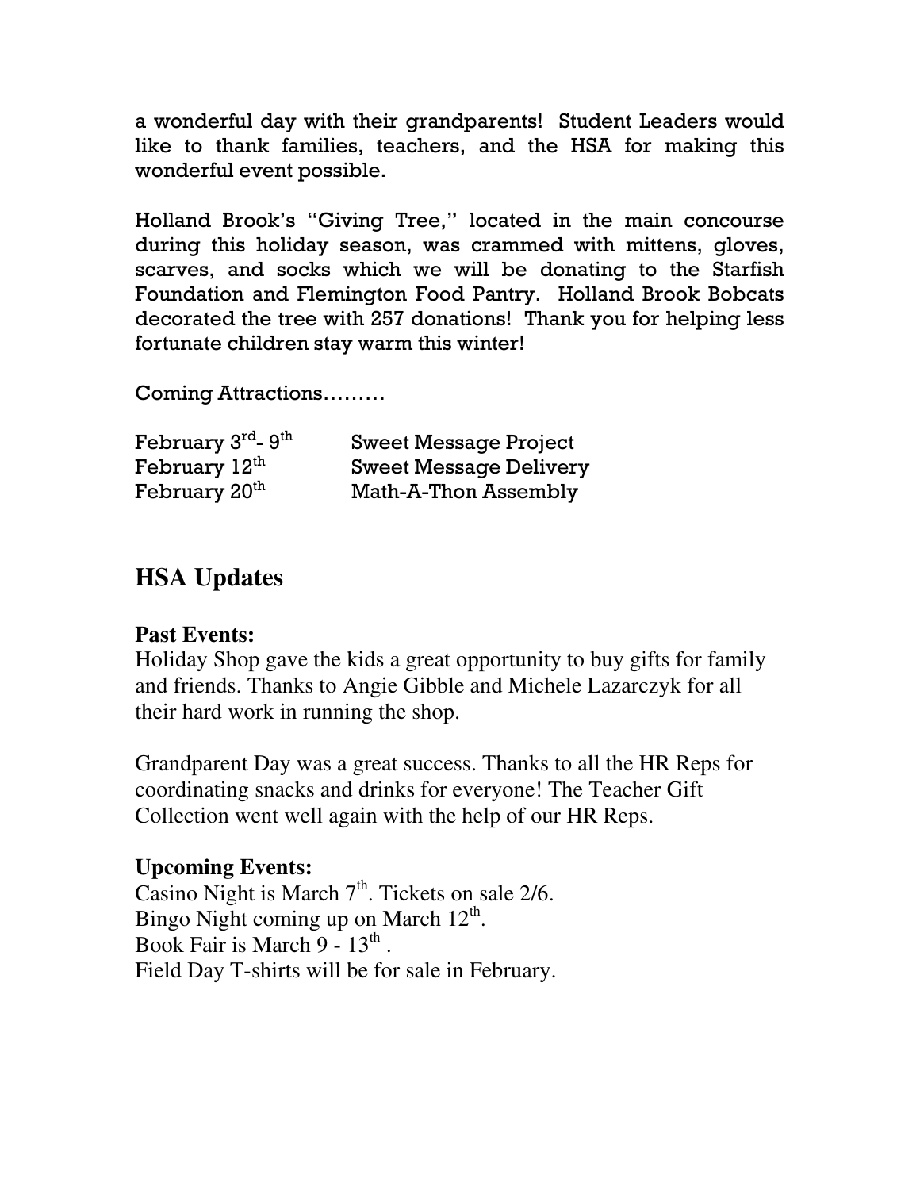a wonderful day with their grandparents! Student Leaders would like to thank families, teachers, and the HSA for making this wonderful event possible.

Holland Brook's "Giving Tree," located in the main concourse during this holiday season, was crammed with mittens, gloves, scarves, and socks which we will be donating to the Starfish Foundation and Flemington Food Pantry. Holland Brook Bobcats decorated the tree with 257 donations! Thank you for helping less fortunate children stay warm this winter!

Coming Attractions………

| | |
|---|---|
| February 3rd- 9th | Sweet Message Project |
| February 12th | Sweet Message Delivery |
| February 20th | Math-A-Thon Assembly |

## HSA Updates

**Past Events:**

Holiday Shop gave the kids a great opportunity to buy gifts for family and friends. Thanks to Angie Gibble and Michele Lazarczyk for all their hard work in running the shop.

Grandparent Day was a great success. Thanks to all the HR Reps for coordinating snacks and drinks for everyone! The Teacher Gift Collection went well again with the help of our HR Reps.

**Upcoming Events:**

Casino Night is March 7th. Tickets on sale 2/6.
Bingo Night coming up on March 12th.
Book Fair is March 9 - 13th .
Field Day T-shirts will be for sale in February.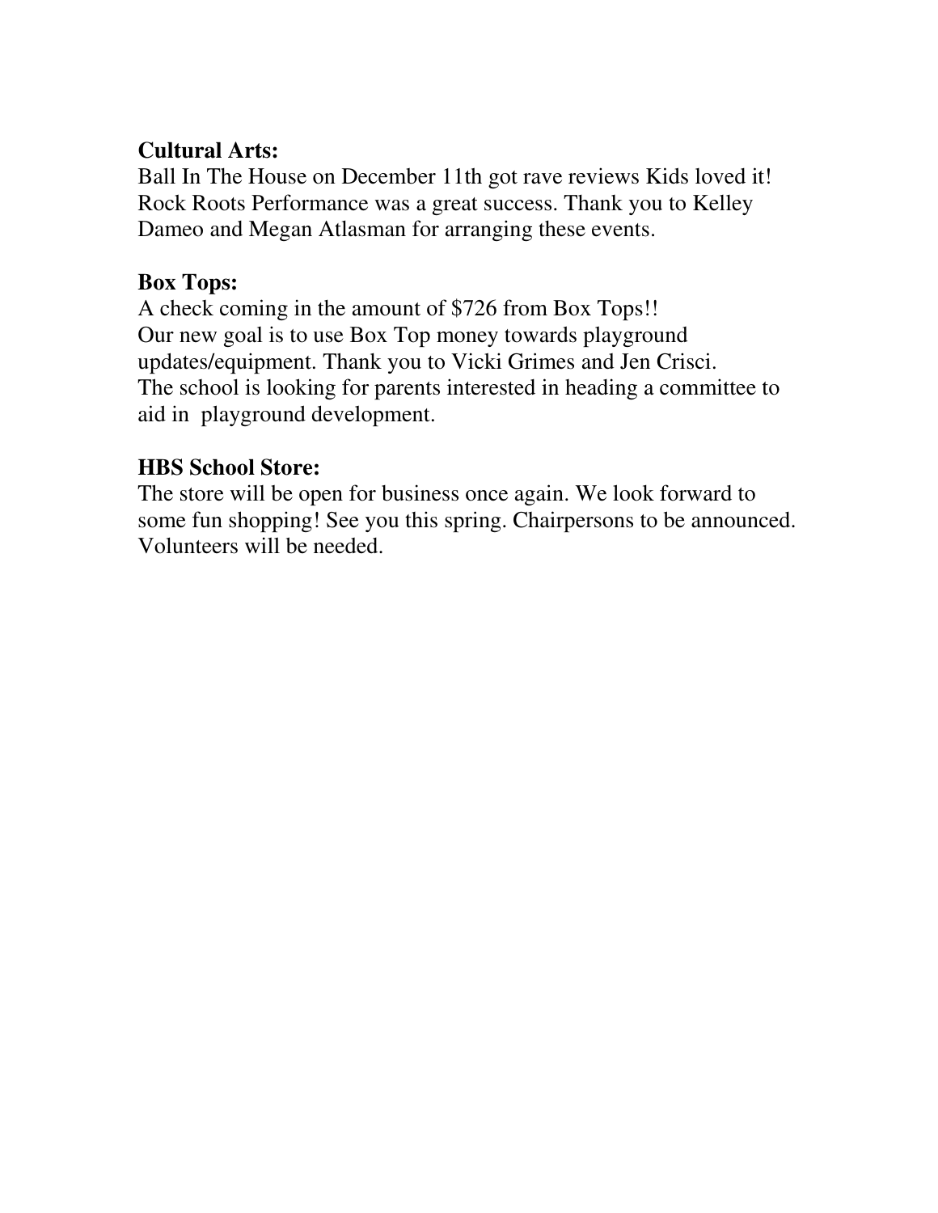**Cultural Arts:**
Ball In The House on December 11th got rave reviews Kids loved it! Rock Roots Performance was a great success. Thank you to Kelley Dameo and Megan Atlasman for arranging these events.

**Box Tops:**
A check coming in the amount of $726 from Box Tops!!
Our new goal is to use Box Top money towards playground updates/equipment. Thank you to Vicki Grimes and Jen Crisci.
The school is looking for parents interested in heading a committee to aid in playground development.

**HBS School Store:**
The store will be open for business once again. We look forward to some fun shopping! See you this spring. Chairpersons to be announced. Volunteers will be needed.